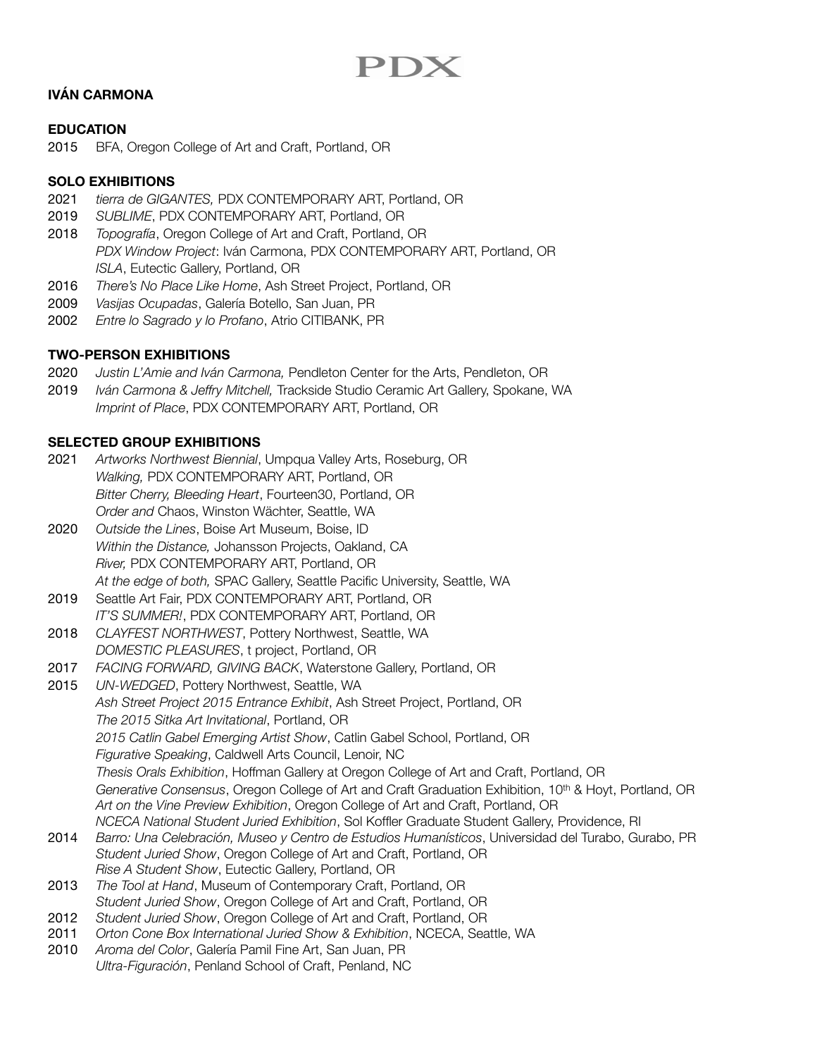PDX

# IVÁN CARMONA

## EDUCATION

2015 BFA, Oregon College of Art and Craft, Portland, OR

## SOLO EXHIBITIONS

2021 *tierra de GIGANTES,* PDX CONTEMPORARY ART, Portland, OR
2019 *SUBLIME*, PDX CONTEMPORARY ART, Portland, OR
2018 *Topografía*, Oregon College of Art and Craft, Portland, OR
*PDX Window Project*: Iván Carmona, PDX CONTEMPORARY ART, Portland, OR
*ISLA*, Eutectic Gallery, Portland, OR
2016 *There's No Place Like Home*, Ash Street Project, Portland, OR
2009 *Vasijas Ocupadas*, Galería Botello, San Juan, PR
2002 *Entre lo Sagrado y lo Profano*, Atrio CITIBANK, PR

## TWO-PERSON EXHIBITIONS

2020 *Justin L'Amie and Iván Carmona,* Pendleton Center for the Arts, Pendleton, OR
2019 *Iván Carmona & Jeffry Mitchell,* Trackside Studio Ceramic Art Gallery, Spokane, WA
*Imprint of Place*, PDX CONTEMPORARY ART, Portland, OR

## SELECTED GROUP EXHIBITIONS

2021 *Artworks Northwest Biennial*, Umpqua Valley Arts, Roseburg, OR
*Walking,* PDX CONTEMPORARY ART, Portland, OR
*Bitter Cherry, Bleeding Heart*, Fourteen30, Portland, OR
*Order and* Chaos, Winston Wächter, Seattle, WA
2020 *Outside the Lines*, Boise Art Museum, Boise, ID
*Within the Distance,* Johansson Projects, Oakland, CA
*River,* PDX CONTEMPORARY ART, Portland, OR
*At the edge of both,* SPAC Gallery, Seattle Pacific University, Seattle, WA
2019 Seattle Art Fair, PDX CONTEMPORARY ART, Portland, OR
*IT'S SUMMER!*, PDX CONTEMPORARY ART, Portland, OR
2018 *CLAYFEST NORTHWEST*, Pottery Northwest, Seattle, WA
*DOMESTIC PLEASURES*, t project, Portland, OR
2017 *FACING FORWARD, GIVING BACK*, Waterstone Gallery, Portland, OR
2015 *UN-WEDGED*, Pottery Northwest, Seattle, WA
*Ash Street Project 2015 Entrance Exhibit*, Ash Street Project, Portland, OR
*The 2015 Sitka Art Invitational*, Portland, OR
*2015 Catlin Gabel Emerging Artist Show*, Catlin Gabel School, Portland, OR
*Figurative Speaking*, Caldwell Arts Council, Lenoir, NC
*Thesis Orals Exhibition*, Hoffman Gallery at Oregon College of Art and Craft, Portland, OR
*Generative Consensus*, Oregon College of Art and Craft Graduation Exhibition, 10th & Hoyt, Portland, OR
*Art on the Vine Preview Exhibition*, Oregon College of Art and Craft, Portland, OR
*NCECA National Student Juried Exhibition*, Sol Koffler Graduate Student Gallery, Providence, RI
2014 *Barro: Una Celebración, Museo y Centro de Estudios Humanísticos*, Universidad del Turabo, Gurabo, PR
*Student Juried Show*, Oregon College of Art and Craft, Portland, OR
*Rise A Student Show*, Eutectic Gallery, Portland, OR
2013 *The Tool at Hand*, Museum of Contemporary Craft, Portland, OR
*Student Juried Show*, Oregon College of Art and Craft, Portland, OR
2012 *Student Juried Show*, Oregon College of Art and Craft, Portland, OR
2011 *Orton Cone Box International Juried Show & Exhibition*, NCECA, Seattle, WA
2010 *Aroma del Color*, Galería Pamil Fine Art, San Juan, PR
*Ultra-Figuración*, Penland School of Craft, Penland, NC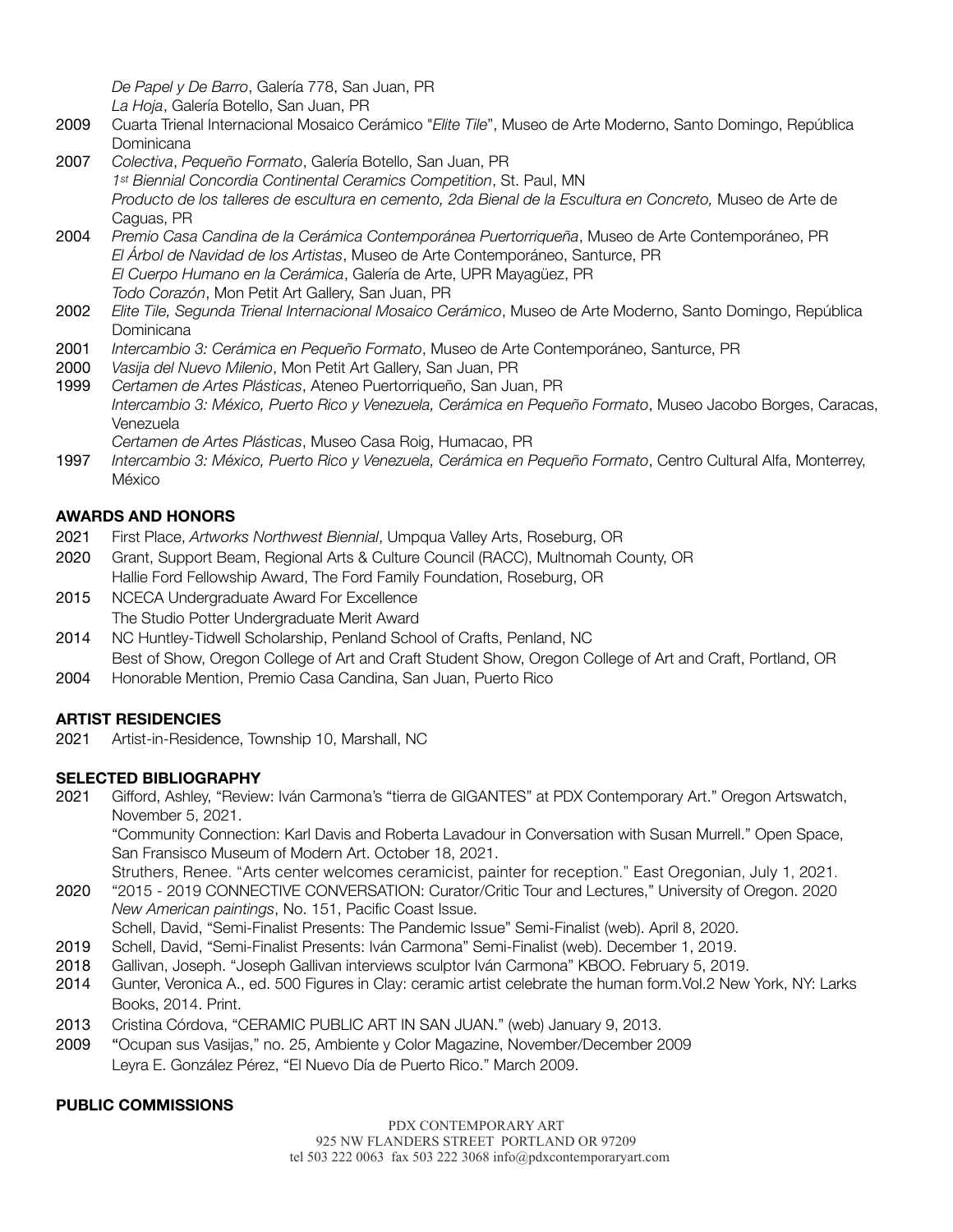*De Papel y De Barro*, Galería 778, San Juan, PR
*La Hoja*, Galería Botello, San Juan, PR

2009 Cuarta Trienal Internacional Mosaico Cerámico "*Elite Tile*", Museo de Arte Moderno, Santo Domingo, República Dominicana

2007 *Colectiva*, *Pequeño Formato*, Galería Botello, San Juan, PR
*1st Biennial Concordia Continental Ceramics Competition*, St. Paul, MN
*Producto de los talleres de escultura en cemento, 2da Bienal de la Escultura en Concreto,* Museo de Arte de Caguas, PR

2004 *Premio Casa Candina de la Cerámica Contemporánea Puertorriqueña*, Museo de Arte Contemporáneo, PR
*El Árbol de Navidad de los Artistas*, Museo de Arte Contemporáneo, Santurce, PR
*El Cuerpo Humano en la Cerámica*, Galería de Arte, UPR Mayagüez, PR
*Todo Corazón*, Mon Petit Art Gallery, San Juan, PR

2002 *Elite Tile, Segunda Trienal Internacional Mosaico Cerámico*, Museo de Arte Moderno, Santo Domingo, República Dominicana

2001 *Intercambio 3: Cerámica en Pequeño Formato*, Museo de Arte Contemporáneo, Santurce, PR

2000 *Vasija del Nuevo Milenio*, Mon Petit Art Gallery, San Juan, PR

1999 *Certamen de Artes Plásticas*, Ateneo Puertorriqueño, San Juan, PR
*Intercambio 3: México, Puerto Rico y Venezuela, Cerámica en Pequeño Formato*, Museo Jacobo Borges, Caracas, Venezuela
*Certamen de Artes Plásticas*, Museo Casa Roig, Humacao, PR

1997 *Intercambio 3: México, Puerto Rico y Venezuela, Cerámica en Pequeño Formato*, Centro Cultural Alfa, Monterrey, México

**AWARDS AND HONORS**

2021 First Place, *Artworks Northwest Biennial*, Umpqua Valley Arts, Roseburg, OR

2020 Grant, Support Beam, Regional Arts & Culture Council (RACC), Multnomah County, OR
Hallie Ford Fellowship Award, The Ford Family Foundation, Roseburg, OR

2015 NCECA Undergraduate Award For Excellence
The Studio Potter Undergraduate Merit Award

2014 NC Huntley-Tidwell Scholarship, Penland School of Crafts, Penland, NC
Best of Show, Oregon College of Art and Craft Student Show, Oregon College of Art and Craft, Portland, OR

2004 Honorable Mention, Premio Casa Candina, San Juan, Puerto Rico

**ARTIST RESIDENCIES**

2021 Artist-in-Residence, Township 10, Marshall, NC

**SELECTED BIBLIOGRAPHY**

2021 Gifford, Ashley, "Review: Iván Carmona's "tierra de GIGANTES" at PDX Contemporary Art." Oregon Artswatch, November 5, 2021.
"Community Connection: Karl Davis and Roberta Lavadour in Conversation with Susan Murrell." Open Space, San Fransisco Museum of Modern Art. October 18, 2021.
Struthers, Renee. "Arts center welcomes ceramicist, painter for reception." East Oregonian, July 1, 2021.

2020 "2015 - 2019 CONNECTIVE CONVERSATION: Curator/Critic Tour and Lectures," University of Oregon. 2020
*New American paintings*, No. 151, Pacific Coast Issue.
Schell, David, "Semi-Finalist Presents: The Pandemic Issue" Semi-Finalist (web). April 8, 2020.

2019 Schell, David, "Semi-Finalist Presents: Iván Carmona" Semi-Finalist (web). December 1, 2019.

2018 Gallivan, Joseph. "Joseph Gallivan interviews sculptor Iván Carmona" KBOO. February 5, 2019.

2014 Gunter, Veronica A., ed. 500 Figures in Clay: ceramic artist celebrate the human form.Vol.2 New York, NY: Larks Books, 2014. Print.

2013 Cristina Córdova, "CERAMIC PUBLIC ART IN SAN JUAN." (web) January 9, 2013.

2009 "Ocupan sus Vasijas," no. 25, Ambiente y Color Magazine, November/December 2009
Leyra E. González Pérez, "El Nuevo Día de Puerto Rico." March 2009.

**PUBLIC COMMISSIONS**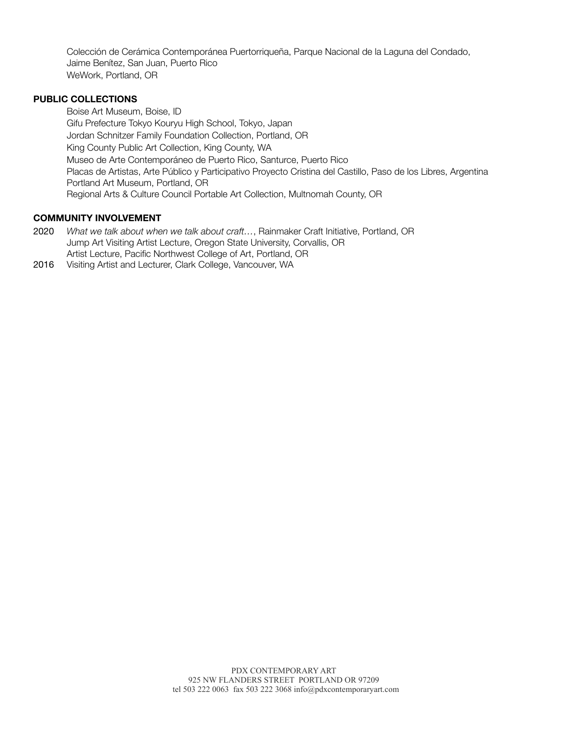Colección de Cerámica Contemporánea Puertorriqueña, Parque Nacional de la Laguna del Condado, Jaime Benítez, San Juan, Puerto Rico
WeWork, Portland, OR

**PUBLIC COLLECTIONS**

Boise Art Museum, Boise, ID
Gifu Prefecture Tokyo Kouryu High School, Tokyo, Japan
Jordan Schnitzer Family Foundation Collection, Portland, OR
King County Public Art Collection, King County, WA
Museo de Arte Contemporáneo de Puerto Rico, Santurce, Puerto Rico
Placas de Artistas, Arte Público y Participativo Proyecto Cristina del Castillo, Paso de los Libres, Argentina
Portland Art Museum, Portland, OR
Regional Arts & Culture Council Portable Art Collection, Multnomah County, OR

**COMMUNITY INVOLVEMENT**

2020 *What we talk about when we talk about craft…*, Rainmaker Craft Initiative, Portland, OR
Jump Art Visiting Artist Lecture, Oregon State University, Corvallis, OR
Artist Lecture, Pacific Northwest College of Art, Portland, OR
2016 Visiting Artist and Lecturer, Clark College, Vancouver, WA